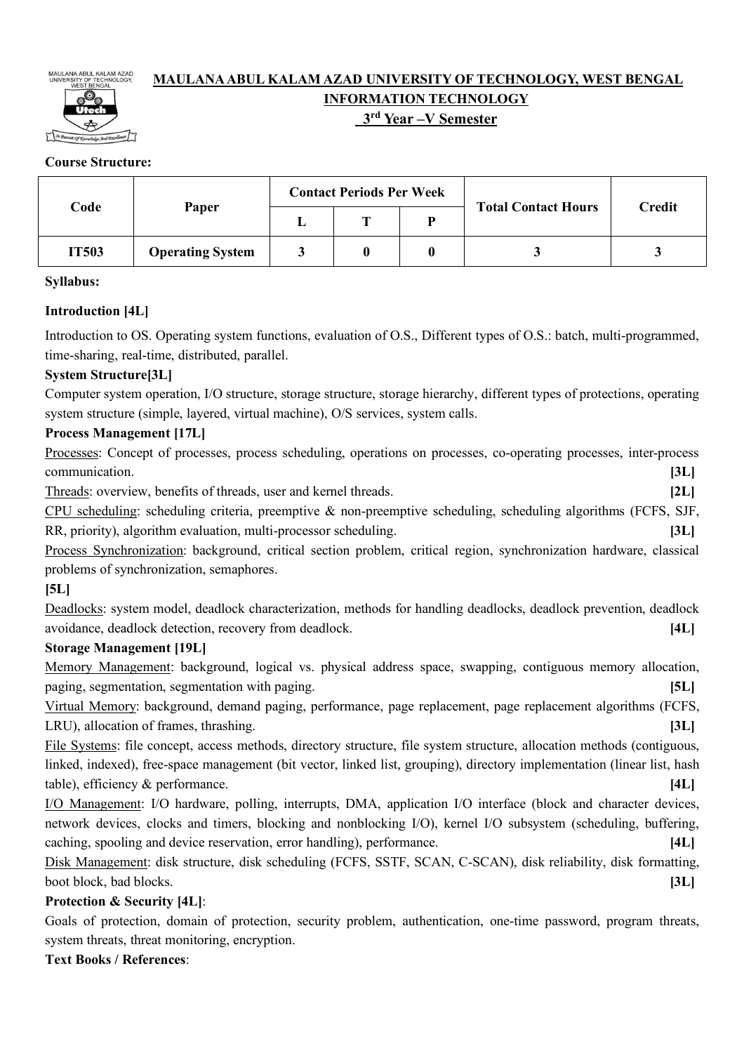# MAULANA ABUL KALAM AZAD UNIVERSITY OF TECHNOLOGY, WEST BENGAL

## INFORMATION TECHNOLOGY

## 3rd Year –V Semester

**Course Structure:**

| Code | Paper | Contact Periods Per Week | | | Total Contact Hours | Credit |
|---|---|---|---|---|---|---|
| | | L | T | P | | |
| **IT503** | **Operating System** | 3 | 0 | 0 | 3 | 3 |

**Syllabus:**

**Introduction [4L]**

Introduction to OS. Operating system functions, evaluation of O.S., Different types of O.S.: batch, multi-programmed, time-sharing, real-time, distributed, parallel.

**System Structure[3L]**

Computer system operation, I/O structure, storage structure, storage hierarchy, different types of protections, operating system structure (simple, layered, virtual machine), O/S services, system calls.

**Process Management [17L]**

Processes: Concept of processes, process scheduling, operations on processes, co-operating processes, inter-process communication. **[3L]**

Threads: overview, benefits of threads, user and kernel threads. **[2L]**

CPU scheduling: scheduling criteria, preemptive & non-preemptive scheduling, scheduling algorithms (FCFS, SJF, RR, priority), algorithm evaluation, multi-processor scheduling. **[3L]**

Process Synchronization: background, critical section problem, critical region, synchronization hardware, classical problems of synchronization, semaphores.

**[5L]**

Deadlocks: system model, deadlock characterization, methods for handling deadlocks, deadlock prevention, deadlock avoidance, deadlock detection, recovery from deadlock. **[4L]**

**Storage Management [19L]**

Memory Management: background, logical vs. physical address space, swapping, contiguous memory allocation, paging, segmentation, segmentation with paging. **[5L]**

Virtual Memory: background, demand paging, performance, page replacement, page replacement algorithms (FCFS, LRU), allocation of frames, thrashing. **[3L]**

File Systems: file concept, access methods, directory structure, file system structure, allocation methods (contiguous, linked, indexed), free-space management (bit vector, linked list, grouping), directory implementation (linear list, hash table), efficiency & performance. **[4L]**

I/O Management: I/O hardware, polling, interrupts, DMA, application I/O interface (block and character devices, network devices, clocks and timers, blocking and nonblocking I/O), kernel I/O subsystem (scheduling, buffering, caching, spooling and device reservation, error handling), performance. **[4L]**

Disk Management: disk structure, disk scheduling (FCFS, SSTF, SCAN, C-SCAN), disk reliability, disk formatting, boot block, bad blocks. **[3L]**

**Protection & Security [4L]**:

Goals of protection, domain of protection, security problem, authentication, one-time password, program threats, system threats, threat monitoring, encryption.

**Text Books / References**: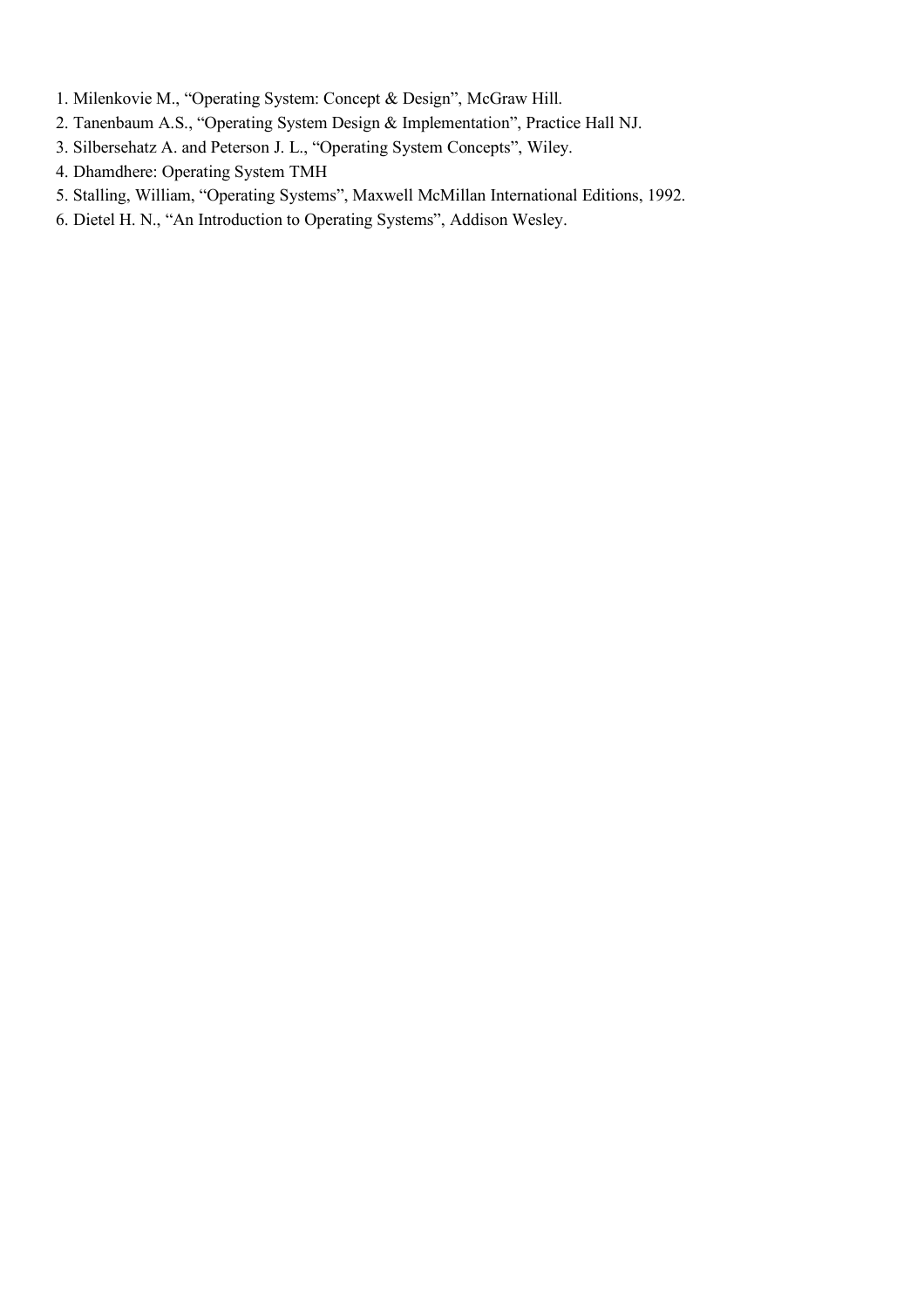1. Milenkovie M., "Operating System: Concept & Design", McGraw Hill.
2. Tanenbaum A.S., "Operating System Design & Implementation", Practice Hall NJ.
3. Silbersehatz A. and Peterson J. L., "Operating System Concepts", Wiley.
4. Dhamdhere: Operating System TMH
5. Stalling, William, "Operating Systems", Maxwell McMillan International Editions, 1992.
6. Dietel H. N., "An Introduction to Operating Systems", Addison Wesley.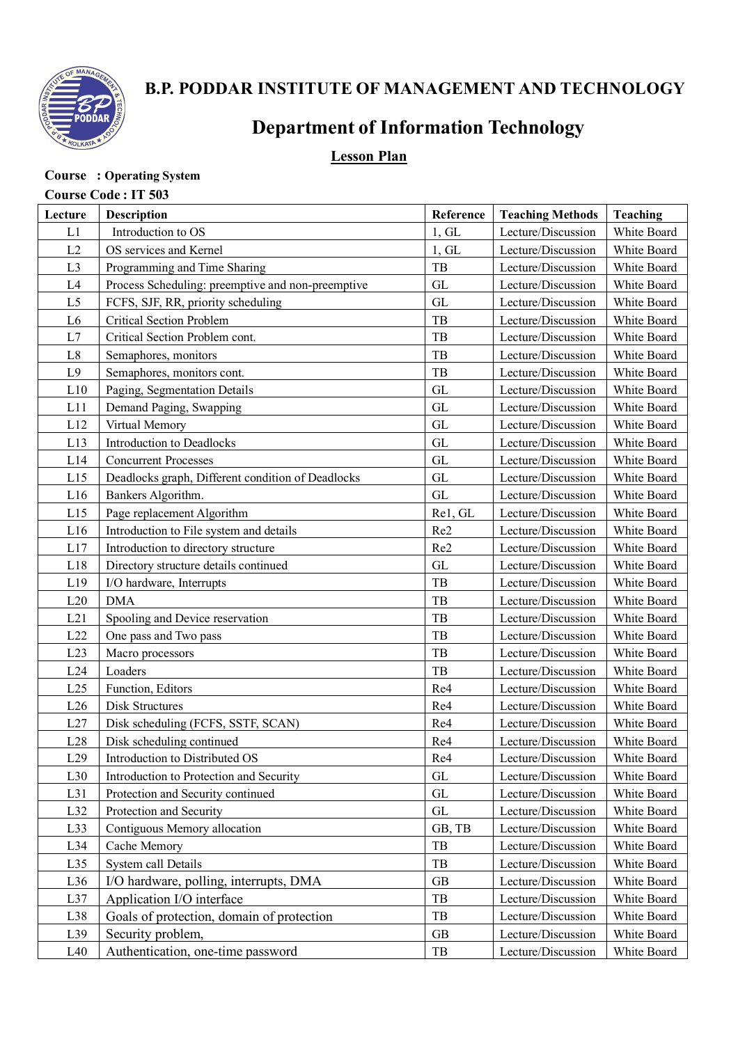# B.P. PODDAR INSTITUTE OF MANAGEMENT AND TECHNOLOGY

## Department of Information Technology

### Lesson Plan

**Course : Operating System**

**Course Code : IT 503**

| Lecture | Description | Reference | Teaching Methods | Teaching |
|---|---|---|---|---|
| L1 | Introduction to OS | 1, GL | Lecture/Discussion | White Board |
| L2 | OS services and Kernel | 1, GL | Lecture/Discussion | White Board |
| L3 | Programming and Time Sharing | TB | Lecture/Discussion | White Board |
| L4 | Process Scheduling: preemptive and non-preemptive | GL | Lecture/Discussion | White Board |
| L5 | FCFS, SJF, RR, priority scheduling | GL | Lecture/Discussion | White Board |
| L6 | Critical Section Problem | TB | Lecture/Discussion | White Board |
| L7 | Critical Section Problem cont. | TB | Lecture/Discussion | White Board |
| L8 | Semaphores, monitors | TB | Lecture/Discussion | White Board |
| L9 | Semaphores, monitors cont. | TB | Lecture/Discussion | White Board |
| L10 | Paging, Segmentation Details | GL | Lecture/Discussion | White Board |
| L11 | Demand Paging, Swapping | GL | Lecture/Discussion | White Board |
| L12 | Virtual Memory | GL | Lecture/Discussion | White Board |
| L13 | Introduction to Deadlocks | GL | Lecture/Discussion | White Board |
| L14 | Concurrent Processes | GL | Lecture/Discussion | White Board |
| L15 | Deadlocks graph, Different condition of Deadlocks | GL | Lecture/Discussion | White Board |
| L16 | Bankers Algorithm. | GL | Lecture/Discussion | White Board |
| L15 | Page replacement Algorithm | Re1, GL | Lecture/Discussion | White Board |
| L16 | Introduction to File system and details | Re2 | Lecture/Discussion | White Board |
| L17 | Introduction to directory structure | Re2 | Lecture/Discussion | White Board |
| L18 | Directory structure details continued | GL | Lecture/Discussion | White Board |
| L19 | I/O hardware, Interrupts | TB | Lecture/Discussion | White Board |
| L20 | DMA | TB | Lecture/Discussion | White Board |
| L21 | Spooling and Device reservation | TB | Lecture/Discussion | White Board |
| L22 | One pass and Two pass | TB | Lecture/Discussion | White Board |
| L23 | Macro processors | TB | Lecture/Discussion | White Board |
| L24 | Loaders | TB | Lecture/Discussion | White Board |
| L25 | Function, Editors | Re4 | Lecture/Discussion | White Board |
| L26 | Disk Structures | Re4 | Lecture/Discussion | White Board |
| L27 | Disk scheduling (FCFS, SSTF, SCAN) | Re4 | Lecture/Discussion | White Board |
| L28 | Disk scheduling continued | Re4 | Lecture/Discussion | White Board |
| L29 | Introduction to Distributed OS | Re4 | Lecture/Discussion | White Board |
| L30 | Introduction to Protection and Security | GL | Lecture/Discussion | White Board |
| L31 | Protection and Security continued | GL | Lecture/Discussion | White Board |
| L32 | Protection and Security | GL | Lecture/Discussion | White Board |
| L33 | Contiguous Memory allocation | GB, TB | Lecture/Discussion | White Board |
| L34 | Cache Memory | TB | Lecture/Discussion | White Board |
| L35 | System call Details | TB | Lecture/Discussion | White Board |
| L36 | I/O hardware, polling, interrupts, DMA | GB | Lecture/Discussion | White Board |
| L37 | Application I/O interface | TB | Lecture/Discussion | White Board |
| L38 | Goals of protection, domain of protection | TB | Lecture/Discussion | White Board |
| L39 | Security problem, | GB | Lecture/Discussion | White Board |
| L40 | Authentication, one-time password | TB | Lecture/Discussion | White Board |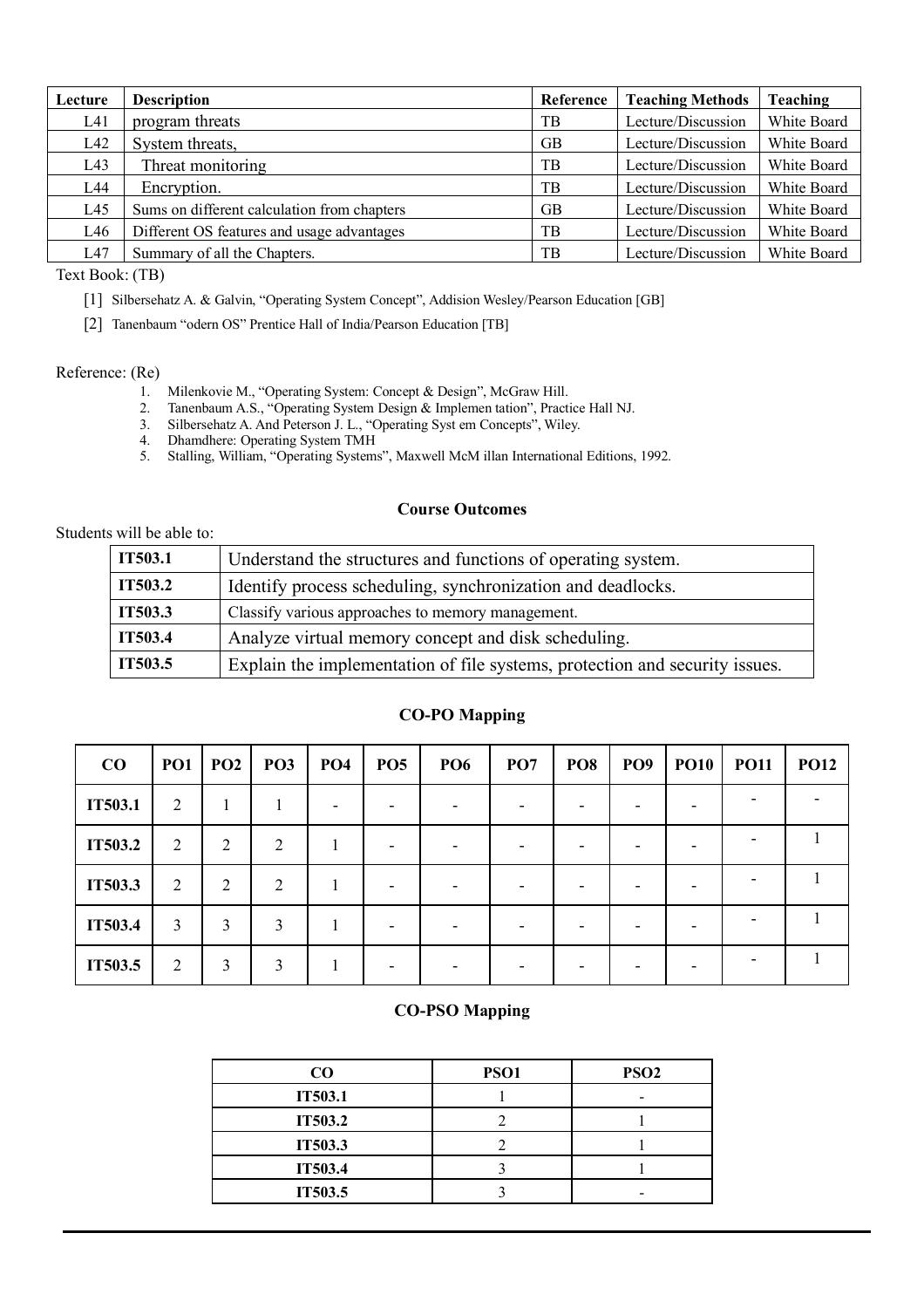| Lecture | Description | Reference | Teaching Methods | Teaching |
|---|---|---|---|---|
| L41 | program threats | TB | Lecture/Discussion | White Board |
| L42 | System threats, | GB | Lecture/Discussion | White Board |
| L43 | Threat monitoring | TB | Lecture/Discussion | White Board |
| L44 | Encryption. | TB | Lecture/Discussion | White Board |
| L45 | Sums on different calculation from chapters | GB | Lecture/Discussion | White Board |
| L46 | Different OS features and usage advantages | TB | Lecture/Discussion | White Board |
| L47 | Summary of all the Chapters. | TB | Lecture/Discussion | White Board |

Text Book: (TB)

[1] Silbersehatz A. & Galvin, "Operating System Concept", Addision Wesley/Pearson Education [GB]

[2] Tanenbaum "odern OS" Prentice Hall of India/Pearson Education [TB]

Reference: (Re)

1. Milenkovie M., "Operating System: Concept & Design", McGraw Hill.
2. Tanenbaum A.S., "Operating System Design & Implemen tation", Practice Hall NJ.
3. Silbersehatz A. And Peterson J. L., "Operating Syst em Concepts", Wiley.
4. Dhamdhere: Operating System TMH
5. Stalling, William, "Operating Systems", Maxwell McM illan International Editions, 1992.

### Course Outcomes

Students will be able to:

| | |
|---|---|
| **IT503.1** | Understand the structures and functions of operating system. |
| **IT503.2** | Identify process scheduling, synchronization and deadlocks. |
| **IT503.3** | Classify various approaches to memory management. |
| **IT503.4** | Analyze virtual memory concept and disk scheduling. |
| **IT503.5** | Explain the implementation of file systems, protection and security issues. |

### CO-PO Mapping

| CO | PO1 | PO2 | PO3 | PO4 | PO5 | PO6 | PO7 | PO8 | PO9 | PO10 | PO11 | PO12 |
|---|---|---|---|---|---|---|---|---|---|---|---|---|
| **IT503.1** | 2 | 1 | 1 | - | - | - | - | - | - | - | - | - |
| **IT503.2** | 2 | 2 | 2 | 1 | - | - | - | - | - | - | - | 1 |
| **IT503.3** | 2 | 2 | 2 | 1 | - | - | - | - | - | - | - | 1 |
| **IT503.4** | 3 | 3 | 3 | 1 | - | - | - | - | - | - | - | 1 |
| **IT503.5** | 2 | 3 | 3 | 1 | - | - | - | - | - | - | - | 1 |

### CO-PSO Mapping

| CO | PSO1 | PSO2 |
|---|---|---|
| **IT503.1** | 1 | - |
| **IT503.2** | 2 | 1 |
| **IT503.3** | 2 | 1 |
| **IT503.4** | 3 | 1 |
| **IT503.5** | 3 | - |